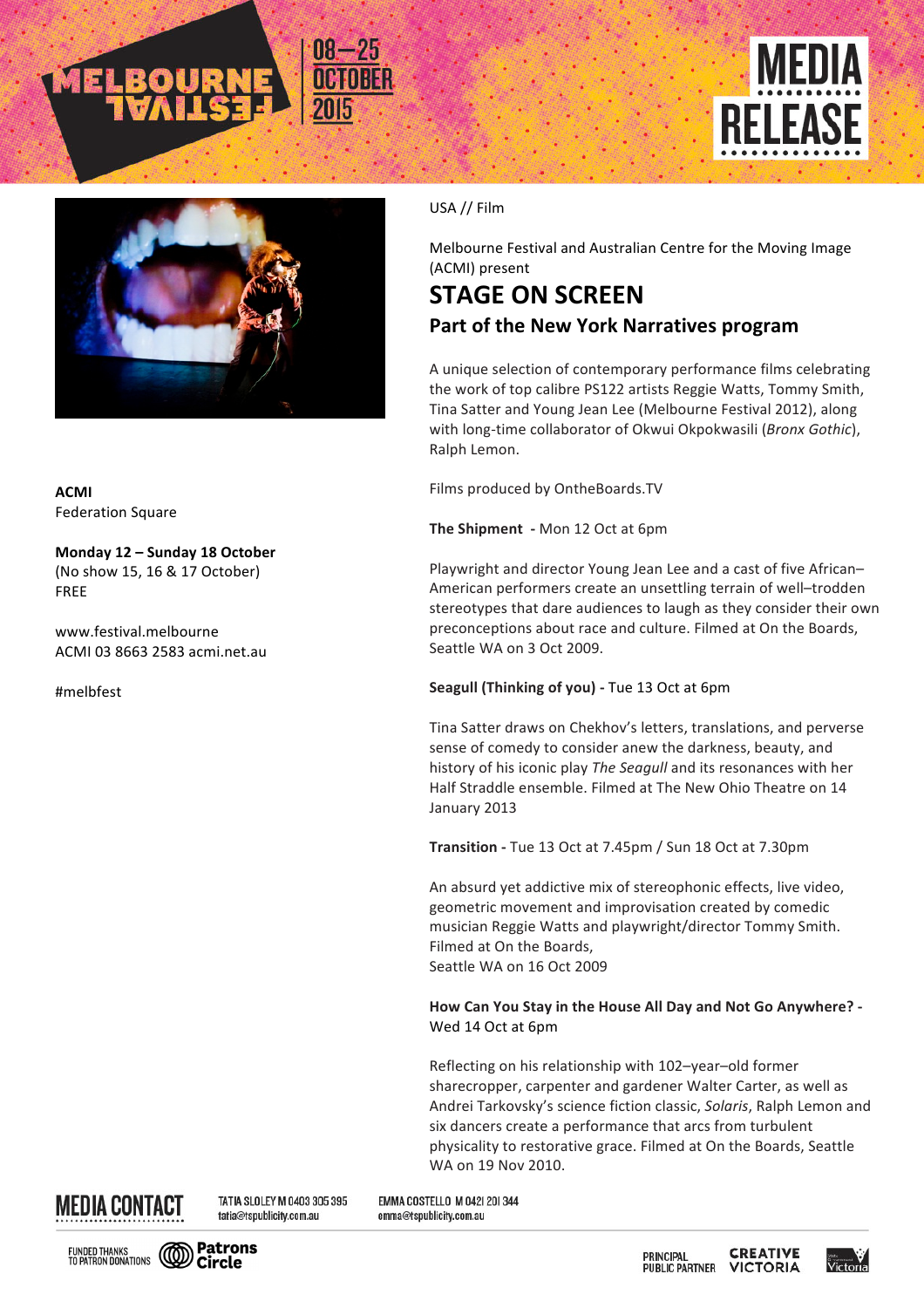MELBOURNE FESTIVAL 08–25 OCTOBER 2015

MEDIA RELEASE

USA // Film

Melbourne Festival and Australian Centre for the Moving Image (ACMI) present

# STAGE ON SCREEN

## Part of the New York Narratives program

A unique selection of contemporary performance films celebrating the work of top calibre PS122 artists Reggie Watts, Tommy Smith, Tina Satter and Young Jean Lee (Melbourne Festival 2012), along with long-time collaborator of Okwui Okpokwasili (*Bronx Gothic*), Ralph Lemon.

Films produced by OntheBoards.TV

**The Shipment - Mon 12 Oct at 6pm**

Playwright and director Young Jean Lee and a cast of five African–American performers create an unsettling terrain of well–trodden stereotypes that dare audiences to laugh as they consider their own preconceptions about race and culture. Filmed at On the Boards, Seattle WA on 3 Oct 2009.

**Seagull (Thinking of you) -** Tue 13 Oct at 6pm

Tina Satter draws on Chekhov's letters, translations, and perverse sense of comedy to consider anew the darkness, beauty, and history of his iconic play *The Seagull* and its resonances with her Half Straddle ensemble. Filmed at The New Ohio Theatre on 14 January 2013

**Transition -** Tue 13 Oct at 7.45pm / Sun 18 Oct at 7.30pm

An absurd yet addictive mix of stereophonic effects, live video, geometric movement and improvisation created by comedic musician Reggie Watts and playwright/director Tommy Smith. Filmed at On the Boards, Seattle WA on 16 Oct 2009

**How Can You Stay in the House All Day and Not Go Anywhere? -** Wed 14 Oct at 6pm

Reflecting on his relationship with 102–year–old former sharecropper, carpenter and gardener Walter Carter, as well as Andrei Tarkovsky's science fiction classic, *Solaris*, Ralph Lemon and six dancers create a performance that arcs from turbulent physicality to restorative grace. Filmed at On the Boards, Seattle WA on 19 Nov 2010.

**ACMI**
Federation Square

**Monday 12 – Sunday 18 October**
(No show 15, 16 & 17 October)
FREE

www.festival.melbourne
ACMI 03 8663 2583 acmi.net.au

#melbfest

**MEDIA CONTACT**

TATIA SLOLEY M 0403 305 395 tatia@tspublicity.com.au

EMMA COSTELLO M 0421 201 344 emma@tspublicity.com.au

FUNDED THANKS TO PATRON DONATIONS Patrons Circle

PRINCIPAL PUBLIC PARTNER CREATIVE VICTORIA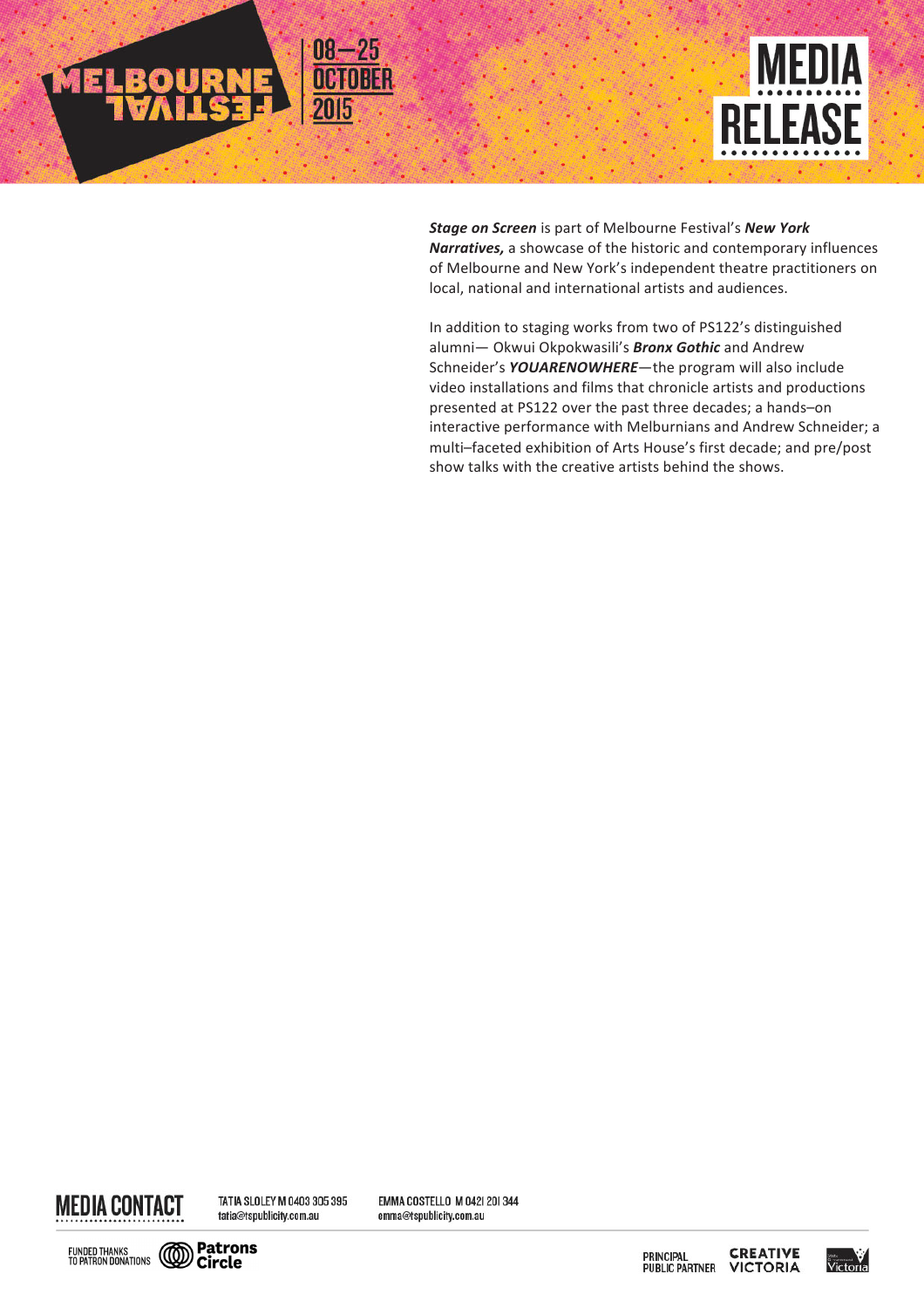***Stage on Screen*** is part of Melbourne Festival's ***New York Narratives,*** a showcase of the historic and contemporary influences of Melbourne and New York's independent theatre practitioners on local, national and international artists and audiences.

In addition to staging works from two of PS122's distinguished alumni— Okwui Okpokwasili's ***Bronx Gothic*** and Andrew Schneider's ***YOUARENOWHERE***—the program will also include video installations and films that chronicle artists and productions presented at PS122 over the past three decades; a hands–on interactive performance with Melburnians and Andrew Schneider; a multi–faceted exhibition of Arts House's first decade; and pre/post show talks with the creative artists behind the shows.

**MEDIA CONTACT**

TATIA SLOLEY M 0403 305 395
tatia@tspublicity.com.au

EMMA COSTELLO M 0421 201 344
emma@tspublicity.com.au